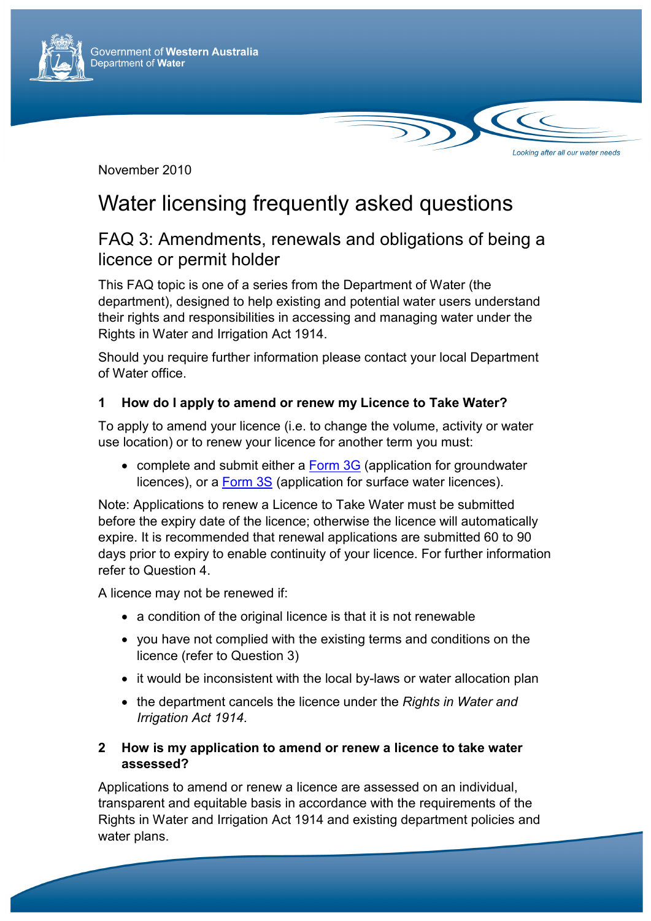Government of Western Australia
Department of Water

Looking after all our water needs

November 2010

# Water licensing frequently asked questions

## FAQ 3: Amendments, renewals and obligations of being a licence or permit holder

This FAQ topic is one of a series from the Department of Water (the department), designed to help existing and potential water users understand their rights and responsibilities in accessing and managing water under the Rights in Water and Irrigation Act 1914.

Should you require further information please contact your local Department of Water office.

### 1 How do I apply to amend or renew my Licence to Take Water?

To apply to amend your licence (i.e. to change the volume, activity or water use location) or to renew your licence for another term you must:

- complete and submit either a Form 3G (application for groundwater licences), or a Form 3S (application for surface water licences).

Note: Applications to renew a Licence to Take Water must be submitted before the expiry date of the licence; otherwise the licence will automatically expire. It is recommended that renewal applications are submitted 60 to 90 days prior to expiry to enable continuity of your licence. For further information refer to Question 4.

A licence may not be renewed if:

- a condition of the original licence is that it is not renewable
- you have not complied with the existing terms and conditions on the licence (refer to Question 3)
- it would be inconsistent with the local by-laws or water allocation plan
- the department cancels the licence under the *Rights in Water and Irrigation Act 1914*.

### 2 How is my application to amend or renew a licence to take water assessed?

Applications to amend or renew a licence are assessed on an individual, transparent and equitable basis in accordance with the requirements of the Rights in Water and Irrigation Act 1914 and existing department policies and water plans.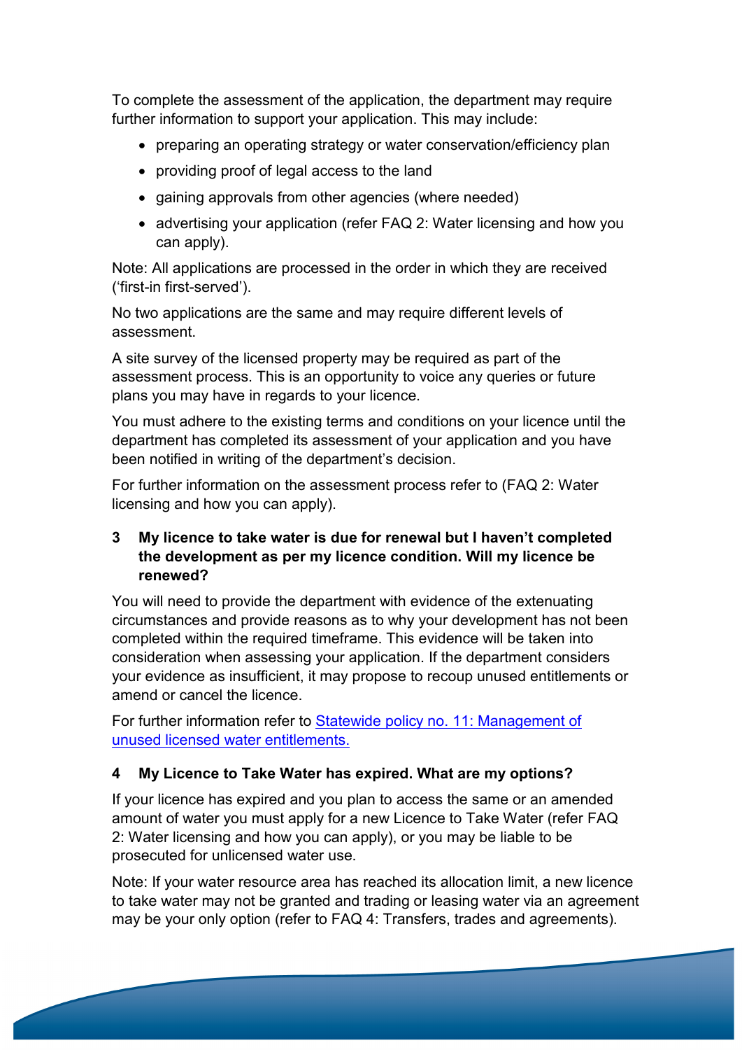To complete the assessment of the application, the department may require further information to support your application. This may include:

- preparing an operating strategy or water conservation/efficiency plan
- providing proof of legal access to the land
- gaining approvals from other agencies (where needed)
- advertising your application (refer FAQ 2: Water licensing and how you can apply).

Note: All applications are processed in the order in which they are received ('first-in first-served').

No two applications are the same and may require different levels of assessment.

A site survey of the licensed property may be required as part of the assessment process. This is an opportunity to voice any queries or future plans you may have in regards to your licence.

You must adhere to the existing terms and conditions on your licence until the department has completed its assessment of your application and you have been notified in writing of the department's decision.

For further information on the assessment process refer to (FAQ 2: Water licensing and how you can apply).

## 3 My licence to take water is due for renewal but I haven't completed the development as per my licence condition. Will my licence be renewed?

You will need to provide the department with evidence of the extenuating circumstances and provide reasons as to why your development has not been completed within the required timeframe. This evidence will be taken into consideration when assessing your application. If the department considers your evidence as insufficient, it may propose to recoup unused entitlements or amend or cancel the licence.

For further information refer to Statewide policy no. 11: Management of unused licensed water entitlements.

## 4 My Licence to Take Water has expired. What are my options?

If your licence has expired and you plan to access the same or an amended amount of water you must apply for a new Licence to Take Water (refer FAQ 2: Water licensing and how you can apply), or you may be liable to be prosecuted for unlicensed water use.

Note: If your water resource area has reached its allocation limit, a new licence to take water may not be granted and trading or leasing water via an agreement may be your only option (refer to FAQ 4: Transfers, trades and agreements).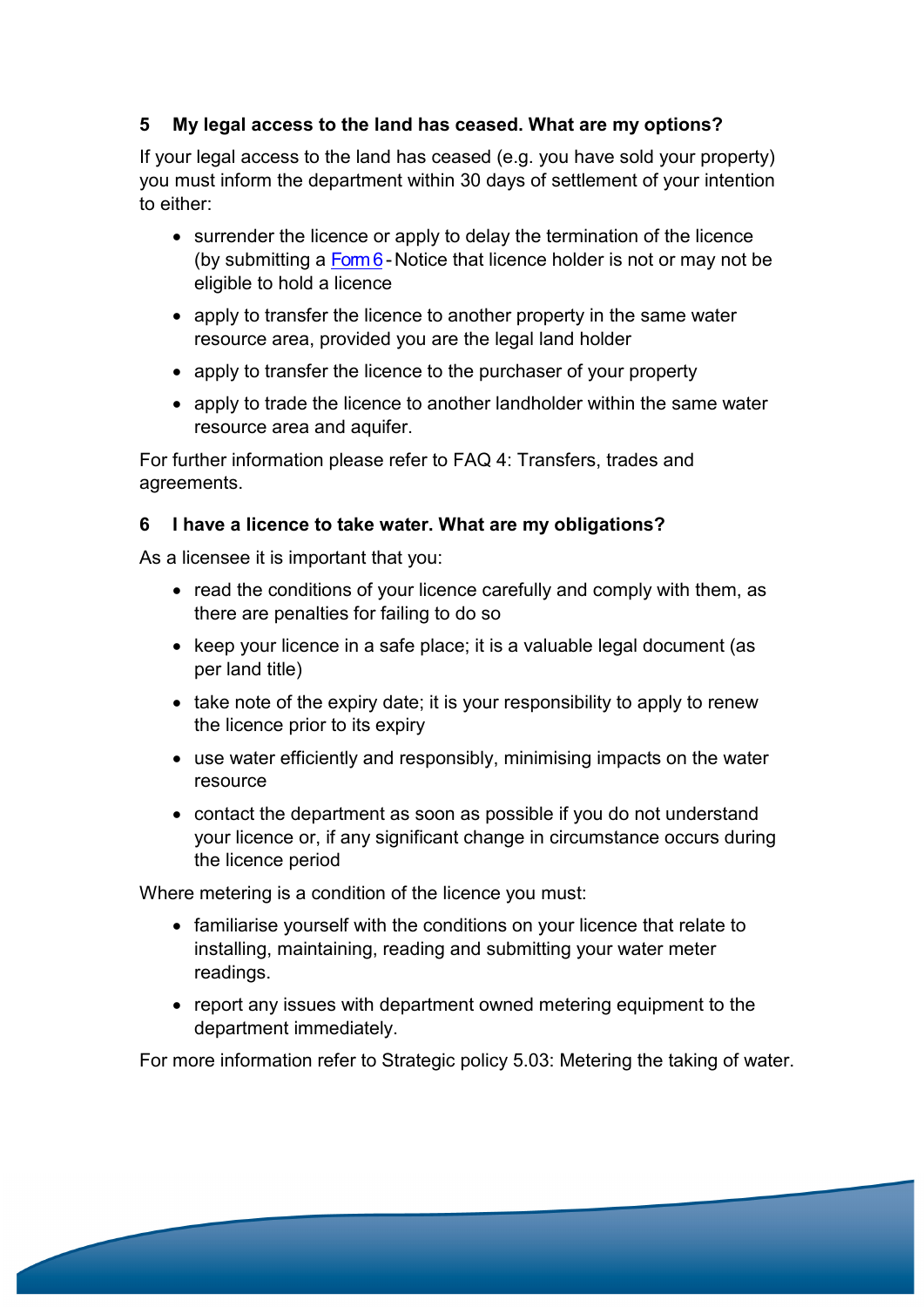## 5 My legal access to the land has ceased. What are my options?

If your legal access to the land has ceased (e.g. you have sold your property) you must inform the department within 30 days of settlement of your intention to either:

- surrender the licence or apply to delay the termination of the licence (by submitting a Form 6 - Notice that licence holder is not or may not be eligible to hold a licence
- apply to transfer the licence to another property in the same water resource area, provided you are the legal land holder
- apply to transfer the licence to the purchaser of your property
- apply to trade the licence to another landholder within the same water resource area and aquifer.

For further information please refer to FAQ 4: Transfers, trades and agreements.

## 6 I have a licence to take water. What are my obligations?

As a licensee it is important that you:

- read the conditions of your licence carefully and comply with them, as there are penalties for failing to do so
- keep your licence in a safe place; it is a valuable legal document (as per land title)
- take note of the expiry date; it is your responsibility to apply to renew the licence prior to its expiry
- use water efficiently and responsibly, minimising impacts on the water resource
- contact the department as soon as possible if you do not understand your licence or, if any significant change in circumstance occurs during the licence period

Where metering is a condition of the licence you must:

- familiarise yourself with the conditions on your licence that relate to installing, maintaining, reading and submitting your water meter readings.
- report any issues with department owned metering equipment to the department immediately.

For more information refer to Strategic policy 5.03: Metering the taking of water.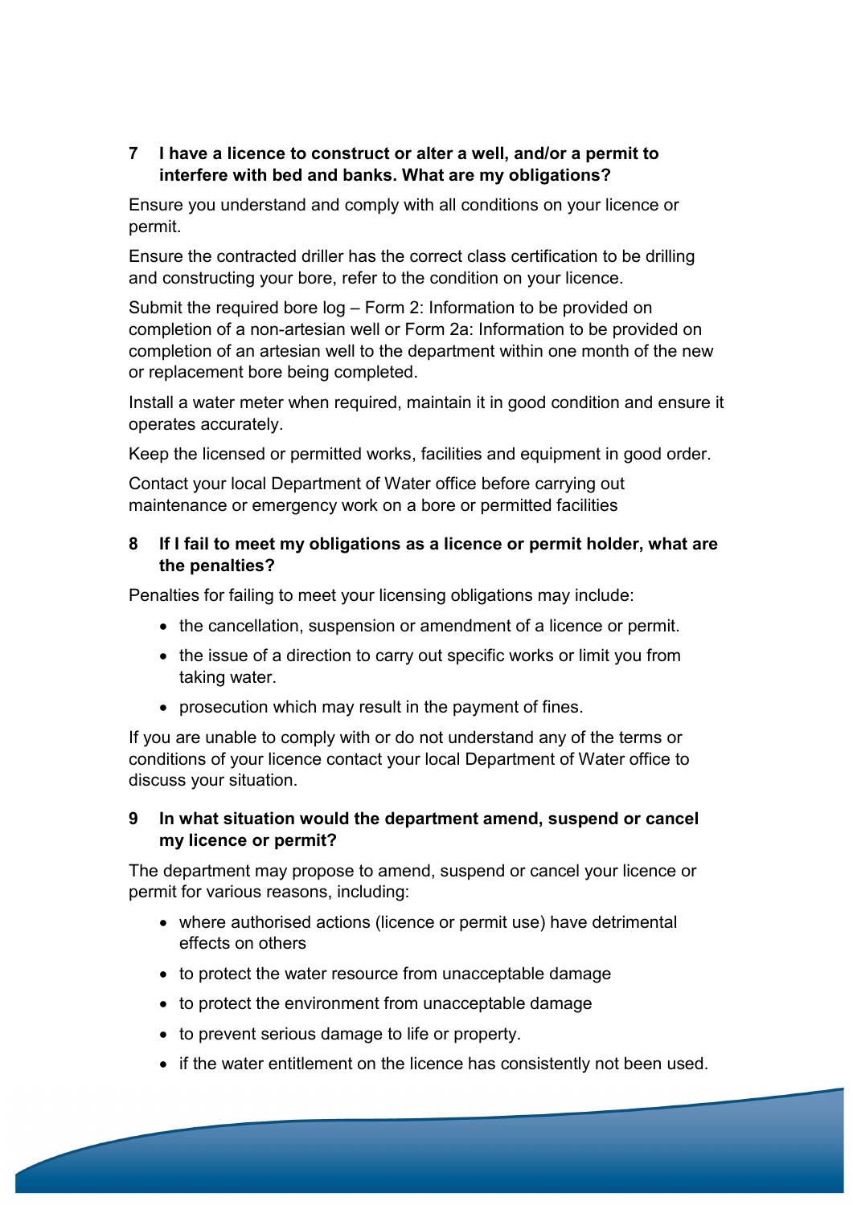## 7 I have a licence to construct or alter a well, and/or a permit to interfere with bed and banks. What are my obligations?

Ensure you understand and comply with all conditions on your licence or permit.

Ensure the contracted driller has the correct class certification to be drilling and constructing your bore, refer to the condition on your licence.

Submit the required bore log – Form 2: Information to be provided on completion of a non-artesian well or Form 2a: Information to be provided on completion of an artesian well to the department within one month of the new or replacement bore being completed.

Install a water meter when required, maintain it in good condition and ensure it operates accurately.

Keep the licensed or permitted works, facilities and equipment in good order.

Contact your local Department of Water office before carrying out maintenance or emergency work on a bore or permitted facilities

## 8 If I fail to meet my obligations as a licence or permit holder, what are the penalties?

Penalties for failing to meet your licensing obligations may include:

- the cancellation, suspension or amendment of a licence or permit.
- the issue of a direction to carry out specific works or limit you from taking water.
- prosecution which may result in the payment of fines.

If you are unable to comply with or do not understand any of the terms or conditions of your licence contact your local Department of Water office to discuss your situation.

## 9 In what situation would the department amend, suspend or cancel my licence or permit?

The department may propose to amend, suspend or cancel your licence or permit for various reasons, including:

- where authorised actions (licence or permit use) have detrimental effects on others
- to protect the water resource from unacceptable damage
- to protect the environment from unacceptable damage
- to prevent serious damage to life or property.
- if the water entitlement on the licence has consistently not been used.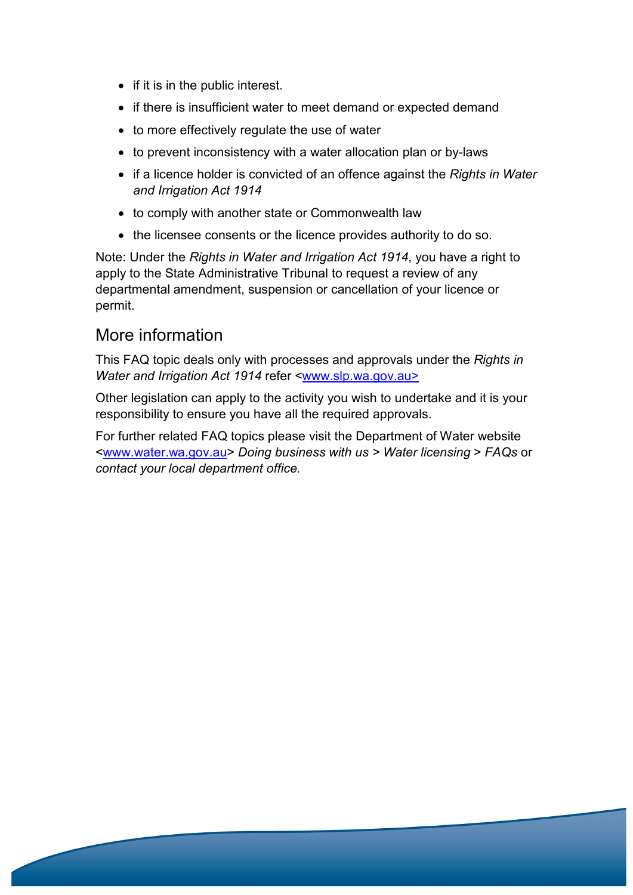- if it is in the public interest.
- if there is insufficient water to meet demand or expected demand
- to more effectively regulate the use of water
- to prevent inconsistency with a water allocation plan or by-laws
- if a licence holder is convicted of an offence against the *Rights in Water and Irrigation Act 1914*
- to comply with another state or Commonwealth law
- the licensee consents or the licence provides authority to do so.

Note: Under the *Rights in Water and Irrigation Act 1914*, you have a right to apply to the State Administrative Tribunal to request a review of any departmental amendment, suspension or cancellation of your licence or permit.

## More information

This FAQ topic deals only with processes and approvals under the *Rights in Water and Irrigation Act 1914* refer <www.slp.wa.gov.au>

Other legislation can apply to the activity you wish to undertake and it is your responsibility to ensure you have all the required approvals.

For further related FAQ topics please visit the Department of Water website <www.water.wa.gov.au> *Doing business with us > Water licensing > FAQs* or *contact your local department office.*